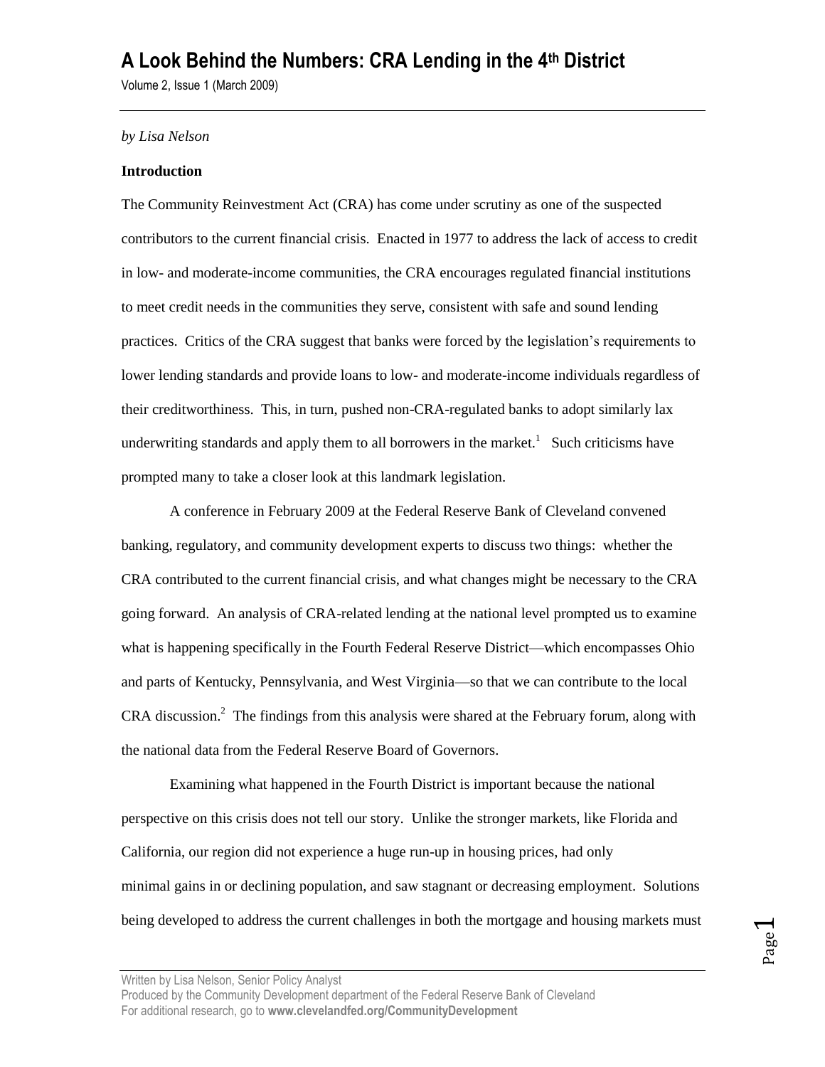# A Look Behind the Numbers: CRA Lending in the 4th District

Volume 2, Issue 1 (March 2009)

*by Lisa Nelson*

**Introduction**

The Community Reinvestment Act (CRA) has come under scrutiny as one of the suspected contributors to the current financial crisis. Enacted in 1977 to address the lack of access to credit in low- and moderate-income communities, the CRA encourages regulated financial institutions to meet credit needs in the communities they serve, consistent with safe and sound lending practices. Critics of the CRA suggest that banks were forced by the legislation's requirements to lower lending standards and provide loans to low- and moderate-income individuals regardless of their creditworthiness. This, in turn, pushed non-CRA-regulated banks to adopt similarly lax underwriting standards and apply them to all borrowers in the market.[1] Such criticisms have prompted many to take a closer look at this landmark legislation.

A conference in February 2009 at the Federal Reserve Bank of Cleveland convened banking, regulatory, and community development experts to discuss two things: whether the CRA contributed to the current financial crisis, and what changes might be necessary to the CRA going forward. An analysis of CRA-related lending at the national level prompted us to examine what is happening specifically in the Fourth Federal Reserve District—which encompasses Ohio and parts of Kentucky, Pennsylvania, and West Virginia—so that we can contribute to the local CRA discussion.[2] The findings from this analysis were shared at the February forum, along with the national data from the Federal Reserve Board of Governors.

Examining what happened in the Fourth District is important because the national perspective on this crisis does not tell our story. Unlike the stronger markets, like Florida and California, our region did not experience a huge run-up in housing prices, had only minimal gains in or declining population, and saw stagnant or decreasing employment. Solutions being developed to address the current challenges in both the mortgage and housing markets must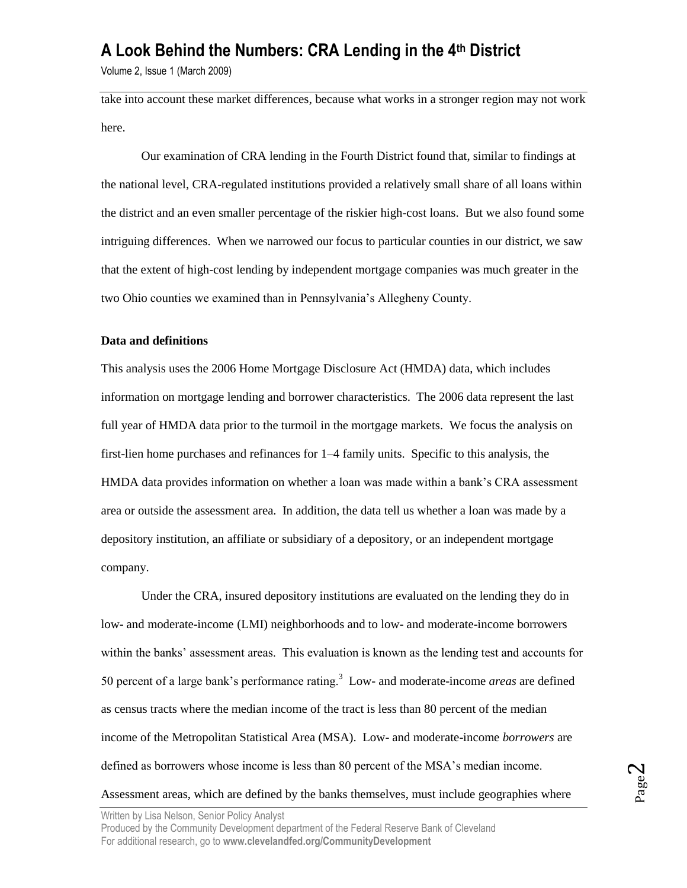take into account these market differences, because what works in a stronger region may not work here.

Our examination of CRA lending in the Fourth District found that, similar to findings at the national level, CRA-regulated institutions provided a relatively small share of all loans within the district and an even smaller percentage of the riskier high-cost loans. But we also found some intriguing differences. When we narrowed our focus to particular counties in our district, we saw that the extent of high-cost lending by independent mortgage companies was much greater in the two Ohio counties we examined than in Pennsylvania's Allegheny County.

**Data and definitions**

This analysis uses the 2006 Home Mortgage Disclosure Act (HMDA) data, which includes information on mortgage lending and borrower characteristics. The 2006 data represent the last full year of HMDA data prior to the turmoil in the mortgage markets. We focus the analysis on first-lien home purchases and refinances for 1–4 family units. Specific to this analysis, the HMDA data provides information on whether a loan was made within a bank's CRA assessment area or outside the assessment area. In addition, the data tell us whether a loan was made by a depository institution, an affiliate or subsidiary of a depository, or an independent mortgage company.

Under the CRA, insured depository institutions are evaluated on the lending they do in low- and moderate-income (LMI) neighborhoods and to low- and moderate-income borrowers within the banks' assessment areas. This evaluation is known as the lending test and accounts for 50 percent of a large bank's performance rating.[3] Low- and moderate-income *areas* are defined as census tracts where the median income of the tract is less than 80 percent of the median income of the Metropolitan Statistical Area (MSA). Low- and moderate-income *borrowers* are defined as borrowers whose income is less than 80 percent of the MSA's median income. Assessment areas, which are defined by the banks themselves, must include geographies where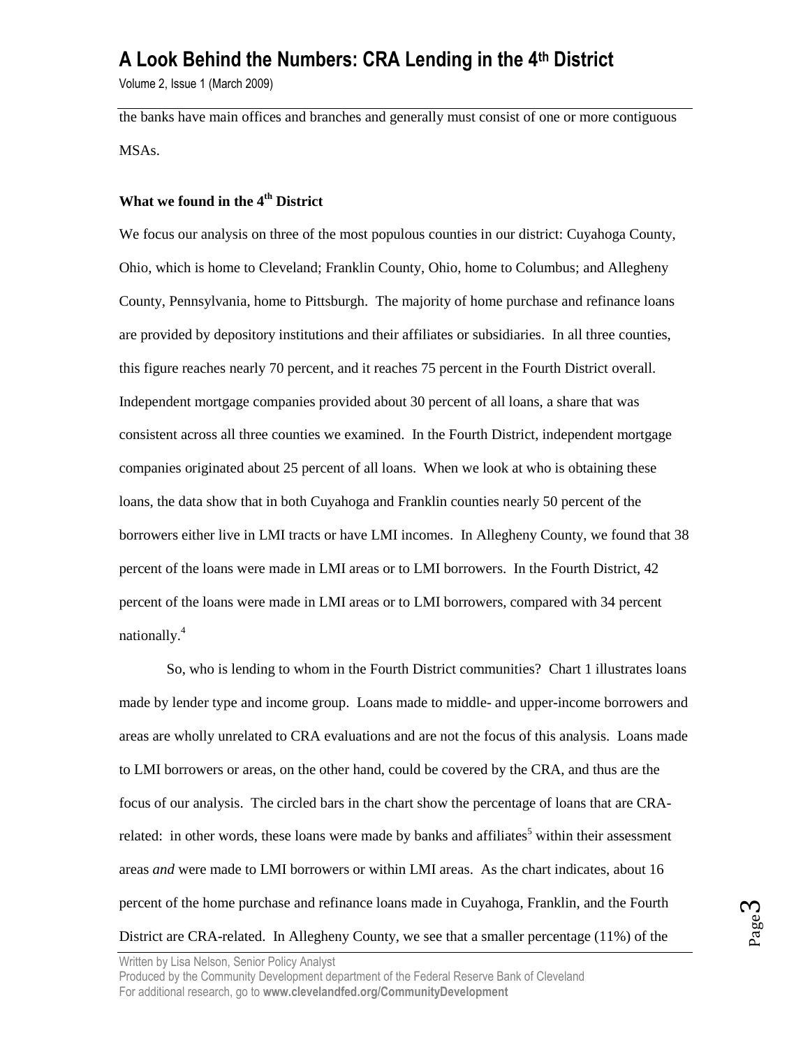the banks have main offices and branches and generally must consist of one or more contiguous MSAs.

**What we found in the 4th District**

We focus our analysis on three of the most populous counties in our district: Cuyahoga County, Ohio, which is home to Cleveland; Franklin County, Ohio, home to Columbus; and Allegheny County, Pennsylvania, home to Pittsburgh. The majority of home purchase and refinance loans are provided by depository institutions and their affiliates or subsidiaries. In all three counties, this figure reaches nearly 70 percent, and it reaches 75 percent in the Fourth District overall. Independent mortgage companies provided about 30 percent of all loans, a share that was consistent across all three counties we examined. In the Fourth District, independent mortgage companies originated about 25 percent of all loans. When we look at who is obtaining these loans, the data show that in both Cuyahoga and Franklin counties nearly 50 percent of the borrowers either live in LMI tracts or have LMI incomes. In Allegheny County, we found that 38 percent of the loans were made in LMI areas or to LMI borrowers. In the Fourth District, 42 percent of the loans were made in LMI areas or to LMI borrowers, compared with 34 percent nationally.[4]

So, who is lending to whom in the Fourth District communities? Chart 1 illustrates loans made by lender type and income group. Loans made to middle- and upper-income borrowers and areas are wholly unrelated to CRA evaluations and are not the focus of this analysis. Loans made to LMI borrowers or areas, on the other hand, could be covered by the CRA, and thus are the focus of our analysis. The circled bars in the chart show the percentage of loans that are CRA-related: in other words, these loans were made by banks and affiliates[5] within their assessment areas *and* were made to LMI borrowers or within LMI areas. As the chart indicates, about 16 percent of the home purchase and refinance loans made in Cuyahoga, Franklin, and the Fourth District are CRA-related. In Allegheny County, we see that a smaller percentage (11%) of the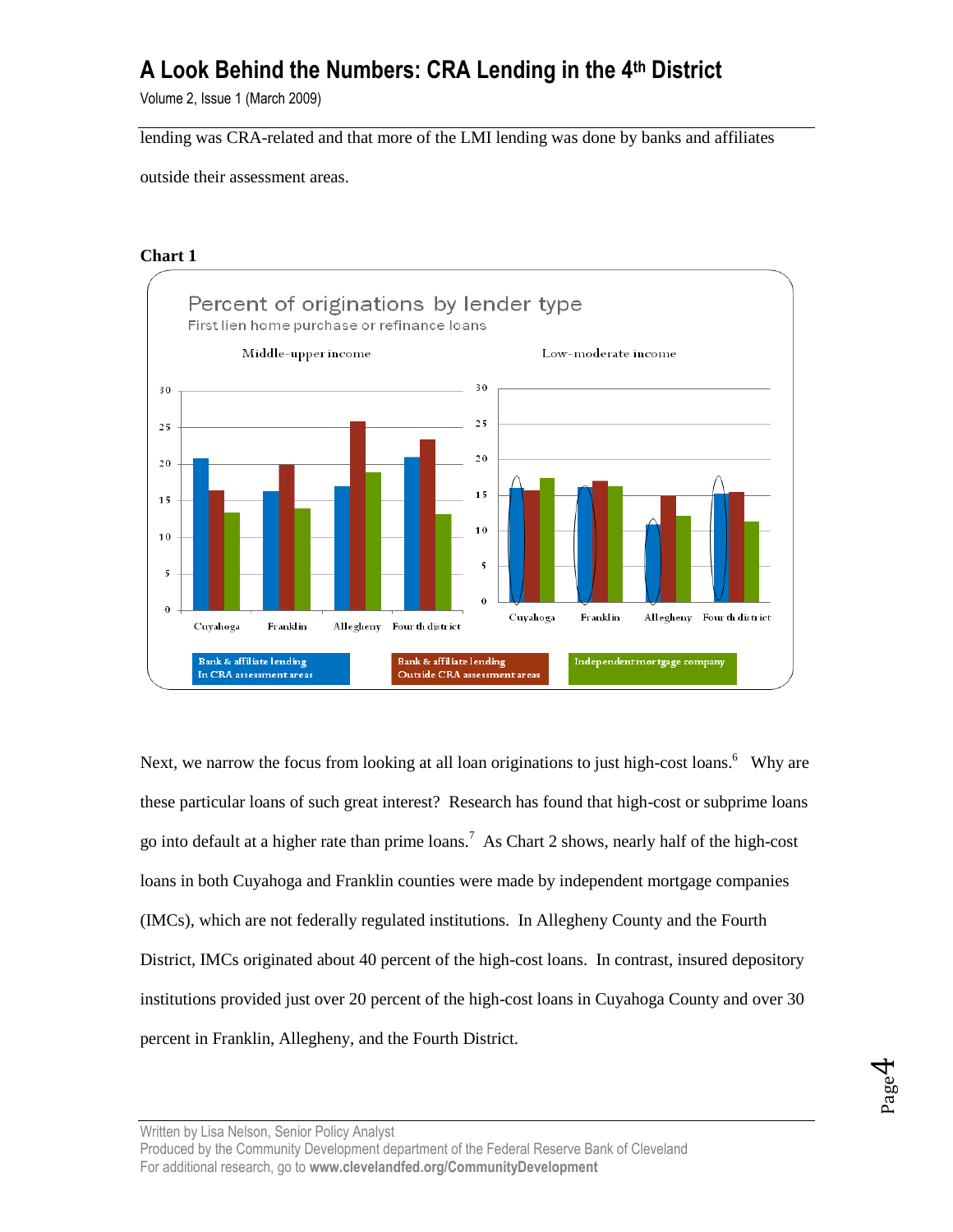lending was CRA-related and that more of the LMI lending was done by banks and affiliates outside their assessment areas.

**Chart 1**

Percent of originations by lender type

First lien home purchase or refinance loans

Middle-upper income | Low-moderate income

Bank & affiliate lending In CRA assessment areas | Bank & affiliate lending Outside CRA assessment areas | Independent mortgage company

Next, we narrow the focus from looking at all loan originations to just high-cost loans.[6] Why are these particular loans of such great interest? Research has found that high-cost or subprime loans go into default at a higher rate than prime loans.[7] As Chart 2 shows, nearly half of the high-cost loans in both Cuyahoga and Franklin counties were made by independent mortgage companies (IMCs), which are not federally regulated institutions. In Allegheny County and the Fourth District, IMCs originated about 40 percent of the high-cost loans. In contrast, insured depository institutions provided just over 20 percent of the high-cost loans in Cuyahoga County and over 30 percent in Franklin, Allegheny, and the Fourth District.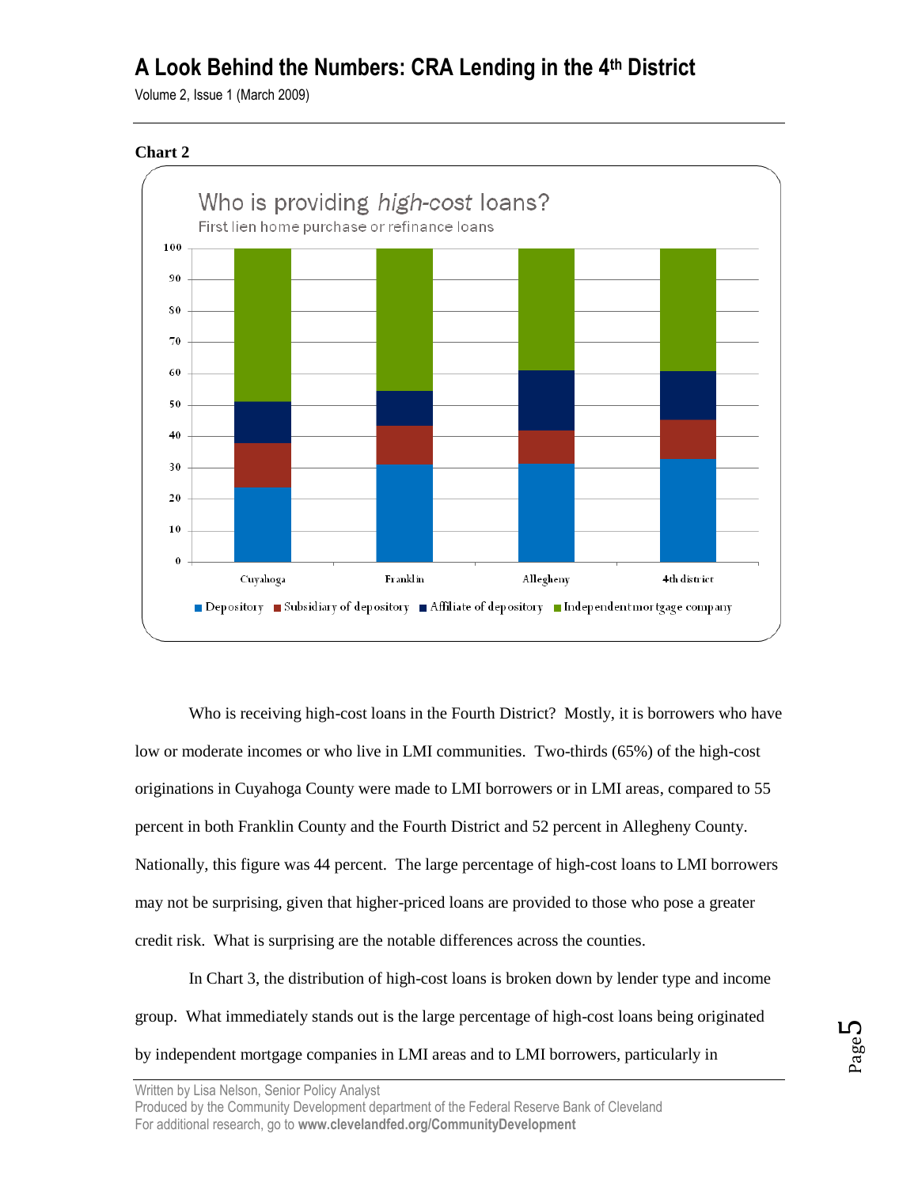**Chart 2**

Who is providing *high-cost* loans?

First lien home purchase or refinance loans

Who is receiving high-cost loans in the Fourth District? Mostly, it is borrowers who have low or moderate incomes or who live in LMI communities. Two-thirds (65%) of the high-cost originations in Cuyahoga County were made to LMI borrowers or in LMI areas, compared to 55 percent in both Franklin County and the Fourth District and 52 percent in Allegheny County. Nationally, this figure was 44 percent. The large percentage of high-cost loans to LMI borrowers may not be surprising, given that higher-priced loans are provided to those who pose a greater credit risk. What is surprising are the notable differences across the counties.

In Chart 3, the distribution of high-cost loans is broken down by lender type and income group. What immediately stands out is the large percentage of high-cost loans being originated by independent mortgage companies in LMI areas and to LMI borrowers, particularly in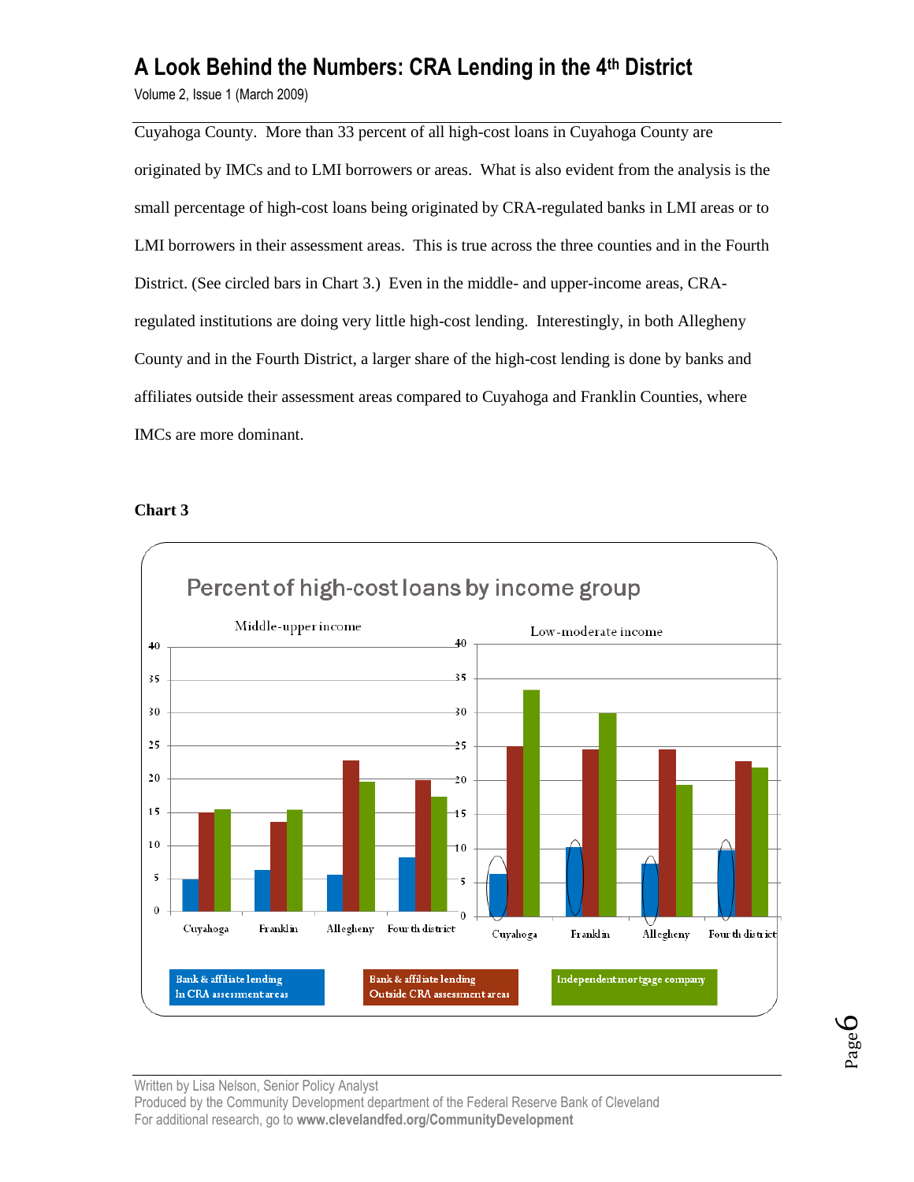Cuyahoga County. More than 33 percent of all high-cost loans in Cuyahoga County are originated by IMCs and to LMI borrowers or areas. What is also evident from the analysis is the small percentage of high-cost loans being originated by CRA-regulated banks in LMI areas or to LMI borrowers in their assessment areas. This is true across the three counties and in the Fourth District. (See circled bars in Chart 3.) Even in the middle- and upper-income areas, CRA-regulated institutions are doing very little high-cost lending. Interestingly, in both Allegheny County and in the Fourth District, a larger share of the high-cost lending is done by banks and affiliates outside their assessment areas compared to Cuyahoga and Franklin Counties, where IMCs are more dominant.

**Chart 3**

Percent of high-cost loans by income group

Middle-upper income | Low-moderate income

Cuyahoga, Franklin, Allegheny, Fourth district

Bank & affiliate lending In CRA assessment areas | Bank & affiliate lending Outside CRA assessment areas | Independent mortgage company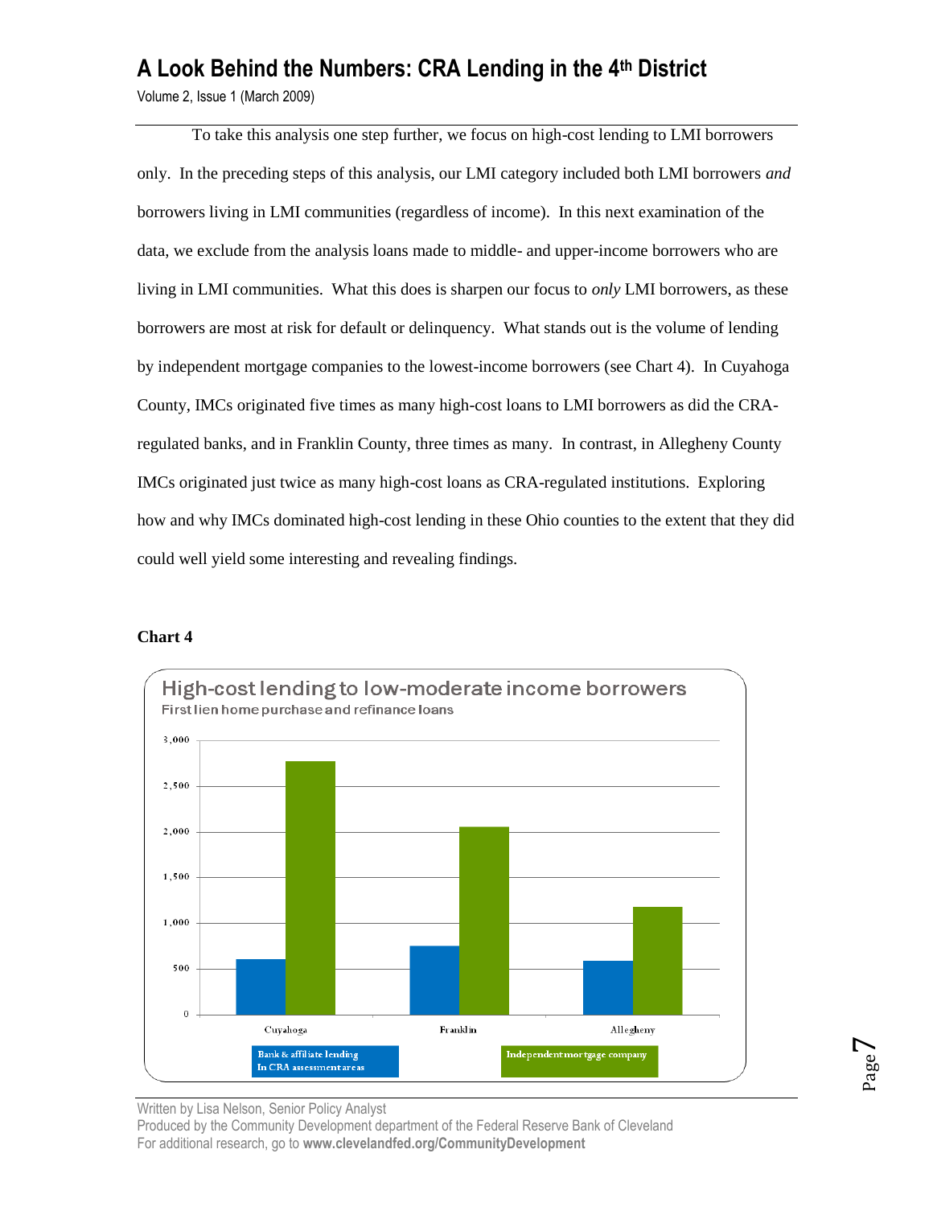To take this analysis one step further, we focus on high-cost lending to LMI borrowers only. In the preceding steps of this analysis, our LMI category included both LMI borrowers *and* borrowers living in LMI communities (regardless of income). In this next examination of the data, we exclude from the analysis loans made to middle- and upper-income borrowers who are living in LMI communities. What this does is sharpen our focus to *only* LMI borrowers, as these borrowers are most at risk for default or delinquency. What stands out is the volume of lending by independent mortgage companies to the lowest-income borrowers (see Chart 4). In Cuyahoga County, IMCs originated five times as many high-cost loans to LMI borrowers as did the CRA-regulated banks, and in Franklin County, three times as many. In contrast, in Allegheny County IMCs originated just twice as many high-cost loans as CRA-regulated institutions. Exploring how and why IMCs dominated high-cost lending in these Ohio counties to the extent that they did could well yield some interesting and revealing findings.

**Chart 4**

High-cost lending to low-moderate income borrowers

First lien home purchase and refinance loans

Legend: Bank & affiliate lending In CRA assessment areas; Independent mortgage company

Categories: Cuyahoga, Franklin, Allegheny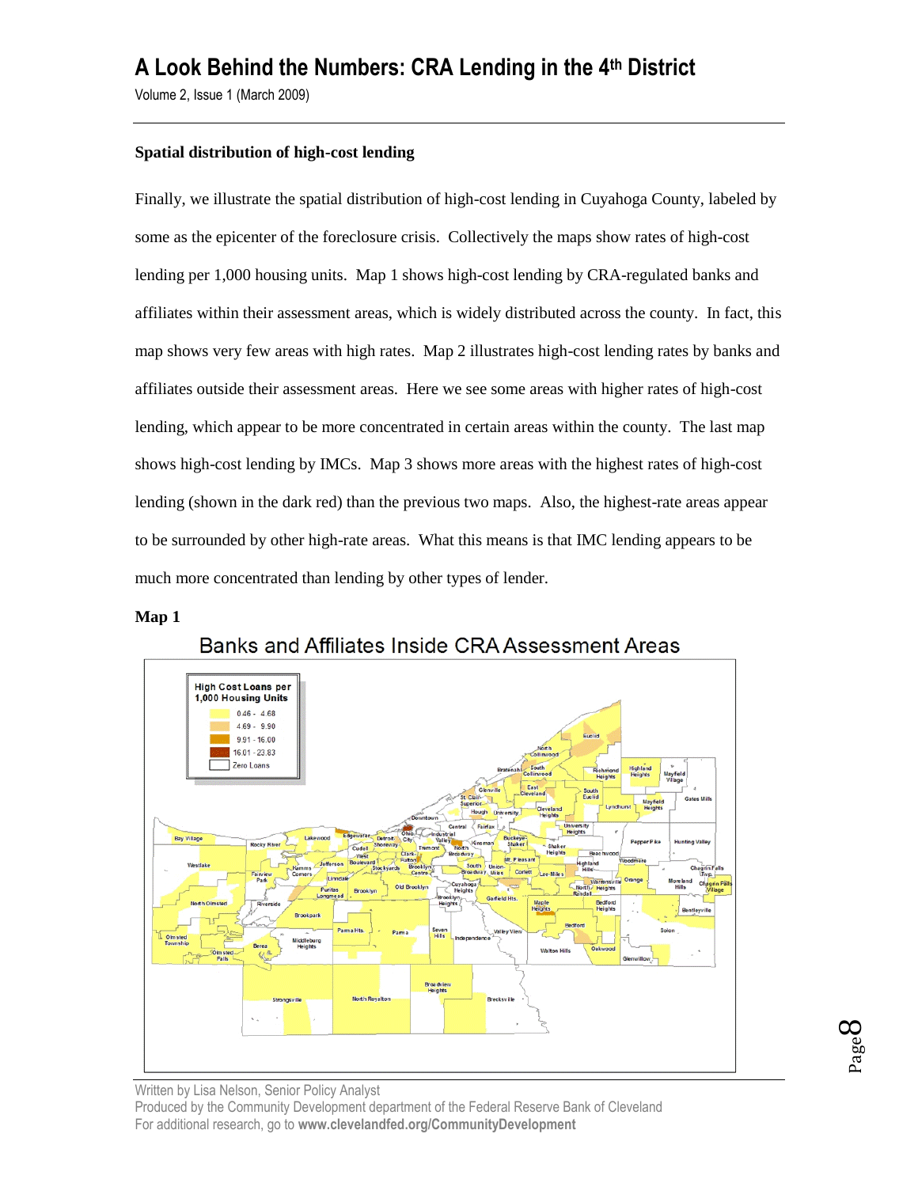### Spatial distribution of high-cost lending

Finally, we illustrate the spatial distribution of high-cost lending in Cuyahoga County, labeled by some as the epicenter of the foreclosure crisis. Collectively the maps show rates of high-cost lending per 1,000 housing units. Map 1 shows high-cost lending by CRA-regulated banks and affiliates within their assessment areas, which is widely distributed across the county. In fact, this map shows very few areas with high rates. Map 2 illustrates high-cost lending rates by banks and affiliates outside their assessment areas. Here we see some areas with higher rates of high-cost lending, which appear to be more concentrated in certain areas within the county. The last map shows high-cost lending by IMCs. Map 3 shows more areas with the highest rates of high-cost lending (shown in the dark red) than the previous two maps. Also, the highest-rate areas appear to be surrounded by other high-rate areas. What this means is that IMC lending appears to be much more concentrated than lending by other types of lender.

**Map 1**

Banks and Affiliates Inside CRA Assessment Areas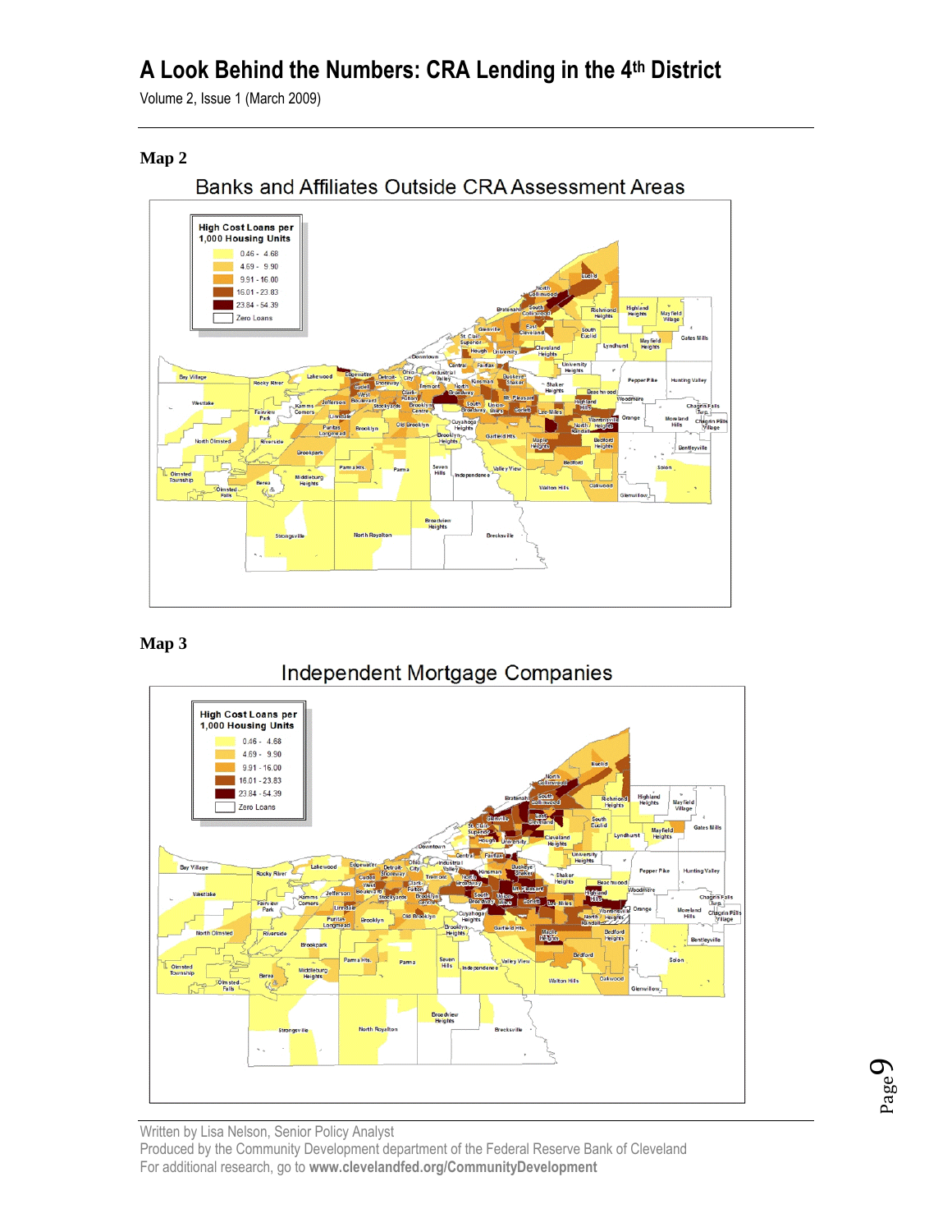## Map 2

### Banks and Affiliates Outside CRA Assessment Areas

| High Cost Loans per 1,000 Housing Units |
|---|
| 0.46 - 4.68 |
| 4.69 - 9.90 |
| 9.91 - 16.00 |
| 16.01 - 23.83 |
| 23.84 - 54.39 |
| Zero Loans |

## Map 3

### Independent Mortgage Companies

| High Cost Loans per 1,000 Housing Units |
|---|
| 0.46 - 4.68 |
| 4.69 - 9.90 |
| 9.91 - 16.00 |
| 16.01 - 23.83 |
| 23.84 - 54.39 |
| Zero Loans |

Written by Lisa Nelson, Senior Policy Analyst
Produced by the Community Development department of the Federal Reserve Bank of Cleveland
For additional research, go to **www.clevelandfed.org/CommunityDevelopment**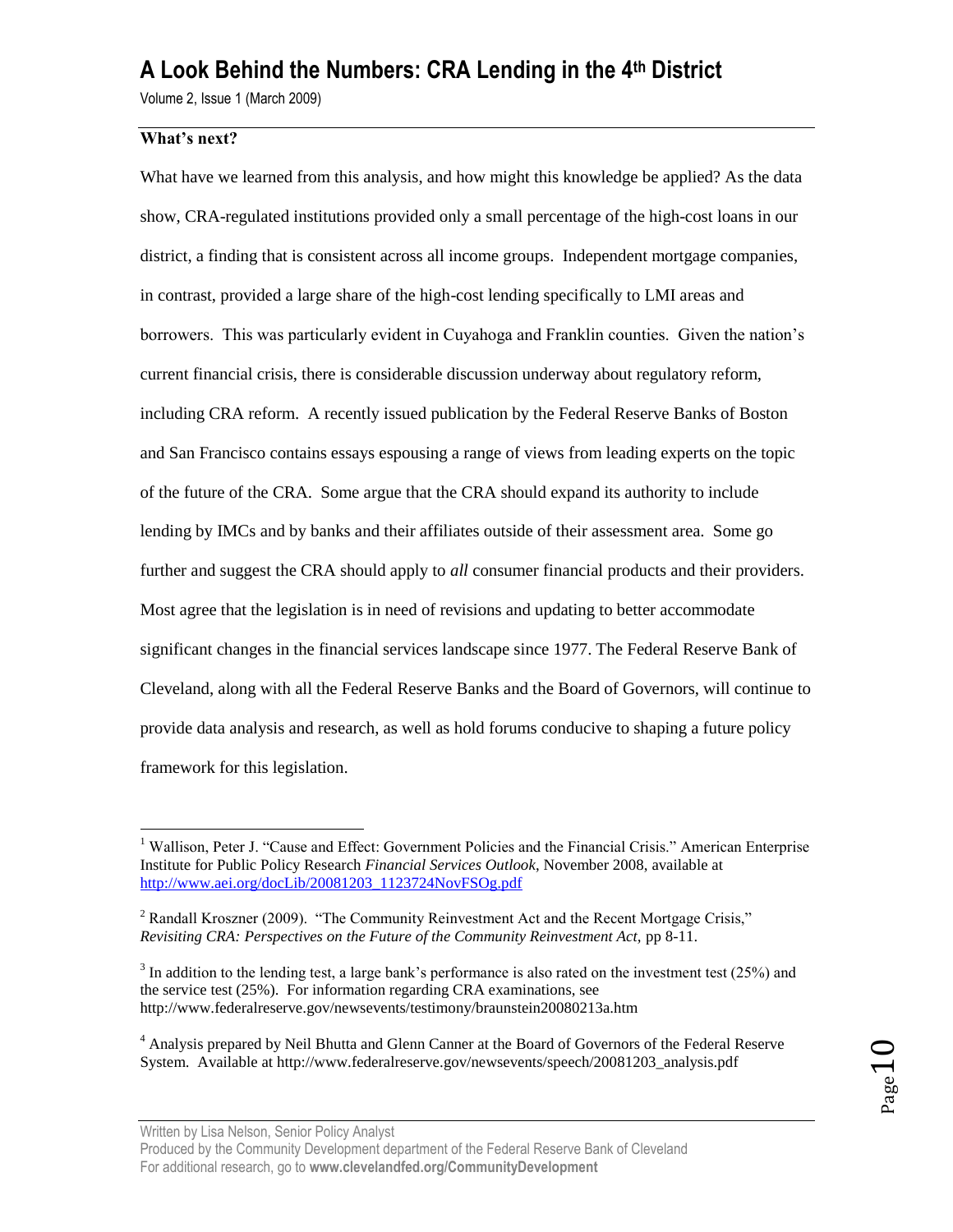**What's next?**

What have we learned from this analysis, and how might this knowledge be applied? As the data show, CRA-regulated institutions provided only a small percentage of the high-cost loans in our district, a finding that is consistent across all income groups. Independent mortgage companies, in contrast, provided a large share of the high-cost lending specifically to LMI areas and borrowers. This was particularly evident in Cuyahoga and Franklin counties. Given the nation's current financial crisis, there is considerable discussion underway about regulatory reform, including CRA reform. A recently issued publication by the Federal Reserve Banks of Boston and San Francisco contains essays espousing a range of views from leading experts on the topic of the future of the CRA. Some argue that the CRA should expand its authority to include lending by IMCs and by banks and their affiliates outside of their assessment area. Some go further and suggest the CRA should apply to *all* consumer financial products and their providers. Most agree that the legislation is in need of revisions and updating to better accommodate significant changes in the financial services landscape since 1977. The Federal Reserve Bank of Cleveland, along with all the Federal Reserve Banks and the Board of Governors, will continue to provide data analysis and research, as well as hold forums conducive to shaping a future policy framework for this legislation.

---

[1] Wallison, Peter J. "Cause and Effect: Government Policies and the Financial Crisis." American Enterprise Institute for Public Policy Research *Financial Services Outlook*, November 2008, available at http://www.aei.org/docLib/20081203_1123724NovFSOg.pdf

[2] Randall Kroszner (2009). "The Community Reinvestment Act and the Recent Mortgage Crisis," *Revisiting CRA: Perspectives on the Future of the Community Reinvestment Act*, pp 8-11.

[3] In addition to the lending test, a large bank's performance is also rated on the investment test (25%) and the service test (25%). For information regarding CRA examinations, see http://www.federalreserve.gov/newsevents/testimony/braunstein20080213a.htm

[4] Analysis prepared by Neil Bhutta and Glenn Canner at the Board of Governors of the Federal Reserve System. Available at http://www.federalreserve.gov/newsevents/speech/20081203_analysis.pdf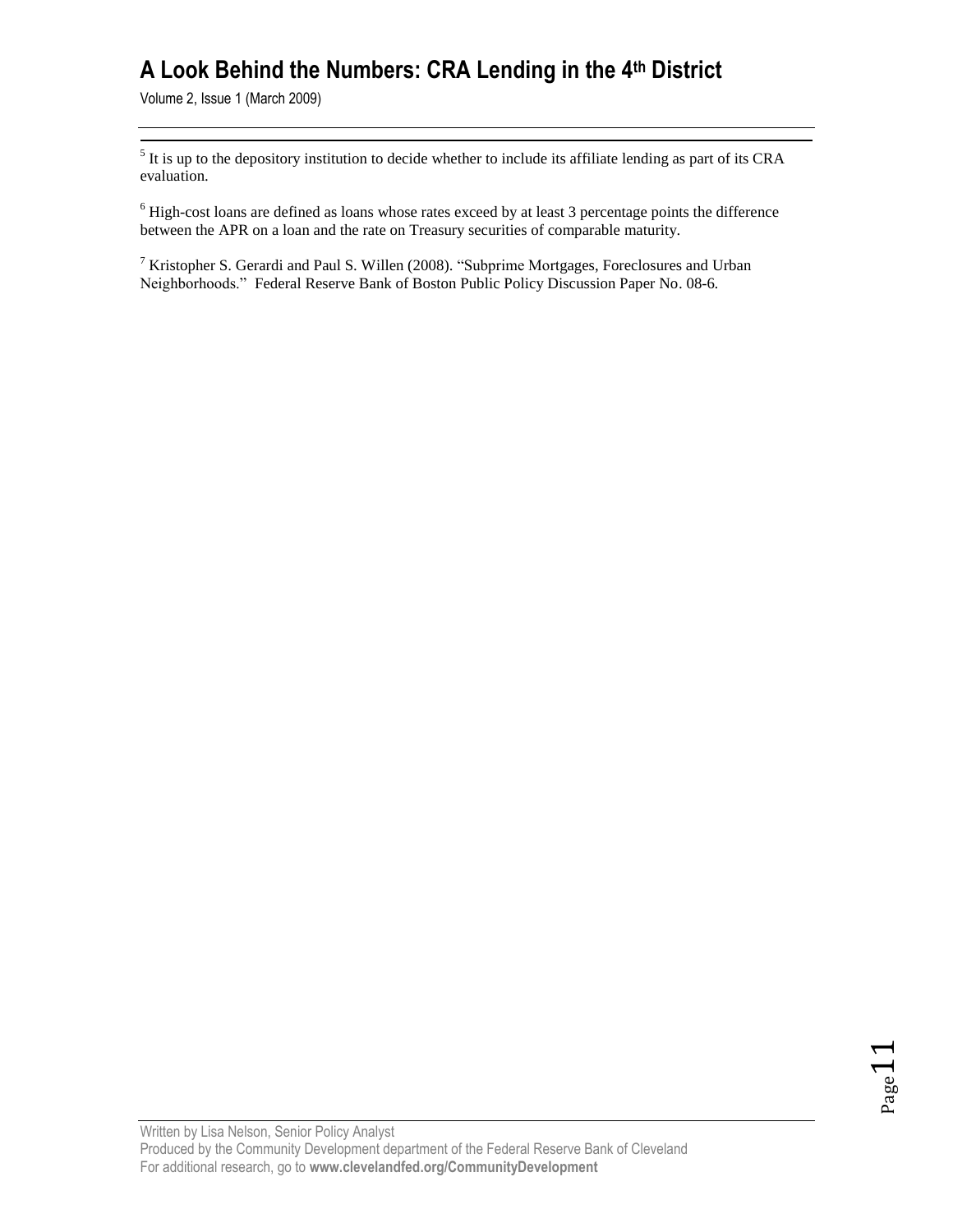[5] It is up to the depository institution to decide whether to include its affiliate lending as part of its CRA evaluation.

[6] High-cost loans are defined as loans whose rates exceed by at least 3 percentage points the difference between the APR on a loan and the rate on Treasury securities of comparable maturity.

[7] Kristopher S. Gerardi and Paul S. Willen (2008). "Subprime Mortgages, Foreclosures and Urban Neighborhoods." Federal Reserve Bank of Boston Public Policy Discussion Paper No. 08-6.